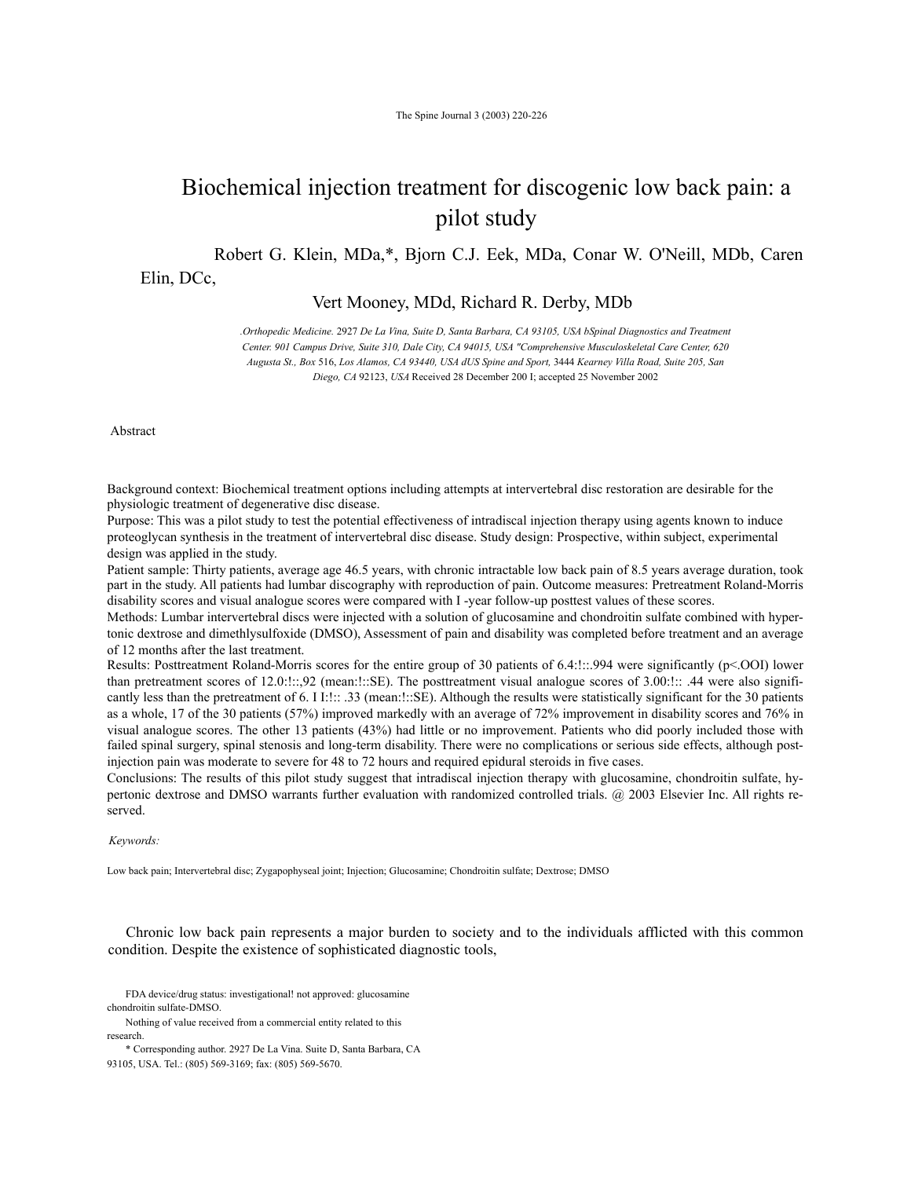# Biochemical injection treatment for discogenic low back pain: a pilot study

Robert G. Klein, MDa,*, Bjorn C.J. Eek, MDa, Conar W. O'Neill, MDb, Caren Elin, DCc,

Vert Mooney, MDd, Richard R. Derby, MDb

*.Orthopedic Medicine.* 2927 *De La Vina, Suite D, Santa Barbara, CA 93105, USA bSpinal Diagnostics and Treatment Center. 901 Campus Drive, Suite 310, Dale City, CA 94015, USA "Comprehensive Musculoskeletal Care Center, 620 Augusta St., Box* 516, *Los Alamos, CA 93440, USA dUS Spine and Sport,* 3444 *Kearney Villa Road, Suite 205, San Diego, CA* 92123, *USA* Received 28 December 200 I; accepted 25 November 2002

## Abstract

Background context: Biochemical treatment options including attempts at intervertebral disc restoration are desirable for the physiologic treatment of degenerative disc disease.

Purpose: This was a pilot study to test the potential effectiveness of intradiscal injection therapy using agents known to induce proteoglycan synthesis in the treatment of intervertebral disc disease. Study design: Prospective, within subject, experimental design was applied in the study.

Patient sample: Thirty patients, average age 46.5 years, with chronic intractable low back pain of 8.5 years average duration, took part in the study. All patients had lumbar discography with reproduction of pain. Outcome measures: Pretreatment Roland-Morris disability scores and visual analogue scores were compared with I -year follow-up posttest values of these scores.

Methods: Lumbar intervertebral discs were injected with a solution of glucosamine and chondroitin sulfate combined with hypertonic dextrose and dimethlysulfoxide (DMSO), Assessment of pain and disability was completed before treatment and an average of 12 months after the last treatment.

Results: Posttreatment Roland-Morris scores for the entire group of 30 patients of 6.4:!::.994 were significantly (p<.OOI) lower than pretreatment scores of 12.0:!::,92 (mean:!::SE). The posttreatment visual analogue scores of 3.00:!:: .44 were also significantly less than the pretreatment of 6. I I:!:: .33 (mean:!::SE). Although the results were statistically significant for the 30 patients as a whole, 17 of the 30 patients (57%) improved markedly with an average of 72% improvement in disability scores and 76% in visual analogue scores. The other 13 patients (43%) had little or no improvement. Patients who did poorly included those with failed spinal surgery, spinal stenosis and long-term disability. There were no complications or serious side effects, although post-injection pain was moderate to severe for 48 to 72 hours and required epidural steroids in five cases.

Conclusions: The results of this pilot study suggest that intradiscal injection therapy with glucosamine, chondroitin sulfate, hypertonic dextrose and DMSO warrants further evaluation with randomized controlled trials. @ 2003 Elsevier Inc. All rights reserved.

*Keywords:*

Low back pain; Intervertebral disc; Zygapophyseal joint; Injection; Glucosamine; Chondroitin sulfate; Dextrose; DMSO

Chronic low back pain represents a major burden to society and to the individuals afflicted with this common condition. Despite the existence of sophisticated diagnostic tools,

FDA device/drug status: investigational! not approved: glucosamine chondroitin sulfate-DMSO.

Nothing of value received from a commercial entity related to this research.

* Corresponding author. 2927 De La Vina. Suite D, Santa Barbara, CA 93105, USA. Tel.: (805) 569-3169; fax: (805) 569-5670.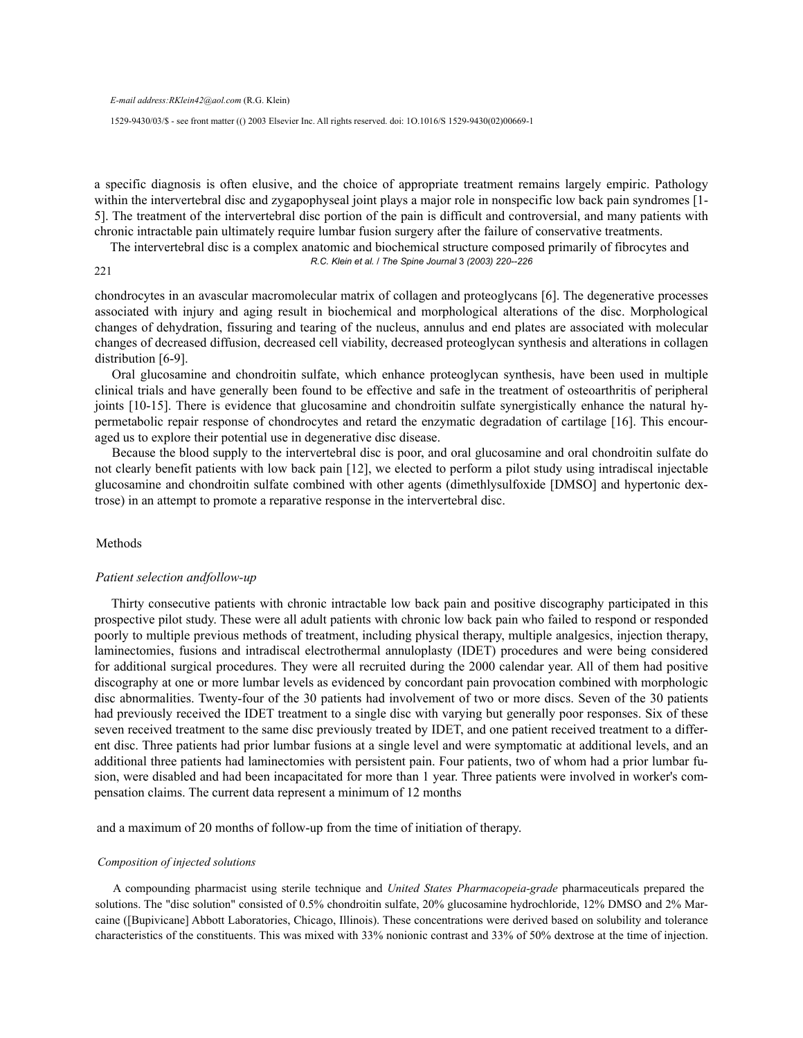*E-mail address:RKlein42@aol.com* (R.G. Klein)

1529-9430/03/$ - see front matter (() 2003 Elsevier Inc. All rights reserved. doi: 1O.1016/S 1529-9430(02)00669-1

a specific diagnosis is often elusive, and the choice of appropriate treatment remains largely empiric. Pathology within the intervertebral disc and zygapophyseal joint plays a major role in nonspecific low back pain syndromes [1-5]. The treatment of the intervertebral disc portion of the pain is difficult and controversial, and many patients with chronic intractable pain ultimately require lumbar fusion surgery after the failure of conservative treatments.

The intervertebral disc is a complex anatomic and biochemical structure composed primarily of fibrocytes and chondrocytes in an avascular macromolecular matrix of collagen and proteoglycans [6]. The degenerative processes associated with injury and aging result in biochemical and morphological alterations of the disc. Morphological changes of dehydration, fissuring and tearing of the nucleus, annulus and end plates are associated with molecular changes of decreased diffusion, decreased cell viability, decreased proteoglycan synthesis and alterations in collagen distribution [6-9].

Oral glucosamine and chondroitin sulfate, which enhance proteoglycan synthesis, have been used in multiple clinical trials and have generally been found to be effective and safe in the treatment of osteoarthritis of peripheral joints [10-15]. There is evidence that glucosamine and chondroitin sulfate synergistically enhance the natural hypermetabolic repair response of chondrocytes and retard the enzymatic degradation of cartilage [16]. This encouraged us to explore their potential use in degenerative disc disease.

Because the blood supply to the intervertebral disc is poor, and oral glucosamine and oral chondroitin sulfate do not clearly benefit patients with low back pain [12], we elected to perform a pilot study using intradiscal injectable glucosamine and chondroitin sulfate combined with other agents (dimethlysulfoxide [DMSO] and hypertonic dextrose) in an attempt to promote a reparative response in the intervertebral disc.

## Methods

### *Patient selection andfollow-up*

Thirty consecutive patients with chronic intractable low back pain and positive discography participated in this prospective pilot study. These were all adult patients with chronic low back pain who failed to respond or responded poorly to multiple previous methods of treatment, including physical therapy, multiple analgesics, injection therapy, laminectomies, fusions and intradiscal electrothermal annuloplasty (IDET) procedures and were being considered for additional surgical procedures. They were all recruited during the 2000 calendar year. All of them had positive discography at one or more lumbar levels as evidenced by concordant pain provocation combined with morphologic disc abnormalities. Twenty-four of the 30 patients had involvement of two or more discs. Seven of the 30 patients had previously received the IDET treatment to a single disc with varying but generally poor responses. Six of these seven received treatment to the same disc previously treated by IDET, and one patient received treatment to a different disc. Three patients had prior lumbar fusions at a single level and were symptomatic at additional levels, and an additional three patients had laminectomies with persistent pain. Four patients, two of whom had a prior lumbar fusion, were disabled and had been incapacitated for more than 1 year. Three patients were involved in worker's compensation claims. The current data represent a minimum of 12 months and a maximum of 20 months of follow-up from the time of initiation of therapy.

### *Composition of injected solutions*

A compounding pharmacist using sterile technique and *United States Pharmacopeia-grade* pharmaceuticals prepared the solutions. The "disc solution" consisted of 0.5% chondroitin sulfate, 20% glucosamine hydrochloride, 12% DMSO and 2% Marcaine ([Bupivicane] Abbott Laboratories, Chicago, Illinois). These concentrations were derived based on solubility and tolerance characteristics of the constituents. This was mixed with 33% nonionic contrast and 33% of 50% dextrose at the time of injection.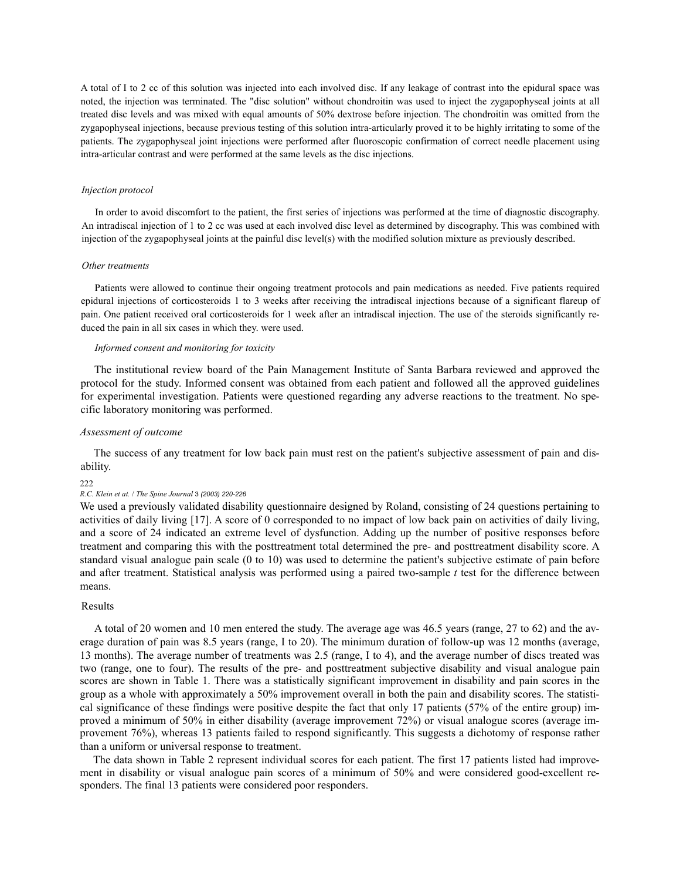A total of I to 2 cc of this solution was injected into each involved disc. If any leakage of contrast into the epidural space was noted, the injection was terminated. The "disc solution" without chondroitin was used to inject the zygapophyseal joints at all treated disc levels and was mixed with equal amounts of 50% dextrose before injection. The chondroitin was omitted from the zygapophyseal injections, because previous testing of this solution intra-articularly proved it to be highly irritating to some of the patients. The zygapophyseal joint injections were performed after fluoroscopic confirmation of correct needle placement using intra-articular contrast and were performed at the same levels as the disc injections.

*Injection protocol*

In order to avoid discomfort to the patient, the first series of injections was performed at the time of diagnostic discography. An intradiscal injection of 1 to 2 cc was used at each involved disc level as determined by discography. This was combined with injection of the zygapophyseal joints at the painful disc level(s) with the modified solution mixture as previously described.

*Other treatments*

Patients were allowed to continue their ongoing treatment protocols and pain medications as needed. Five patients required epidural injections of corticosteroids 1 to 3 weeks after receiving the intradiscal injections because of a significant flareup of pain. One patient received oral corticosteroids for 1 week after an intradiscal injection. The use of the steroids significantly reduced the pain in all six cases in which they. were used.

*Informed consent and monitoring for toxicity*

The institutional review board of the Pain Management Institute of Santa Barbara reviewed and approved the protocol for the study. Informed consent was obtained from each patient and followed all the approved guidelines for experimental investigation. Patients were questioned regarding any adverse reactions to the treatment. No specific laboratory monitoring was performed.

*Assessment of outcome*

The success of any treatment for low back pain must rest on the patient's subjective assessment of pain and disability.

We used a previously validated disability questionnaire designed by Roland, consisting of 24 questions pertaining to activities of daily living [17]. A score of 0 corresponded to no impact of low back pain on activities of daily living, and a score of 24 indicated an extreme level of dysfunction. Adding up the number of positive responses before treatment and comparing this with the posttreatment total determined the pre- and posttreatment disability score. A standard visual analogue pain scale (0 to 10) was used to determine the patient's subjective estimate of pain before and after treatment. Statistical analysis was performed using a paired two-sample *t* test for the difference between means.

## Results

A total of 20 women and 10 men entered the study. The average age was 46.5 years (range, 27 to 62) and the average duration of pain was 8.5 years (range, I to 20). The minimum duration of follow-up was 12 months (average, 13 months). The average number of treatments was 2.5 (range, I to 4), and the average number of discs treated was two (range, one to four). The results of the pre- and posttreatment subjective disability and visual analogue pain scores are shown in Table 1. There was a statistically significant improvement in disability and pain scores in the group as a whole with approximately a 50% improvement overall in both the pain and disability scores. The statistical significance of these findings were positive despite the fact that only 17 patients (57% of the entire group) improved a minimum of 50% in either disability (average improvement 72%) or visual analogue scores (average improvement 76%), whereas 13 patients failed to respond significantly. This suggests a dichotomy of response rather than a uniform or universal response to treatment.

The data shown in Table 2 represent individual scores for each patient. The first 17 patients listed had improvement in disability or visual analogue pain scores of a minimum of 50% and were considered good-excellent responders. The final 13 patients were considered poor responders.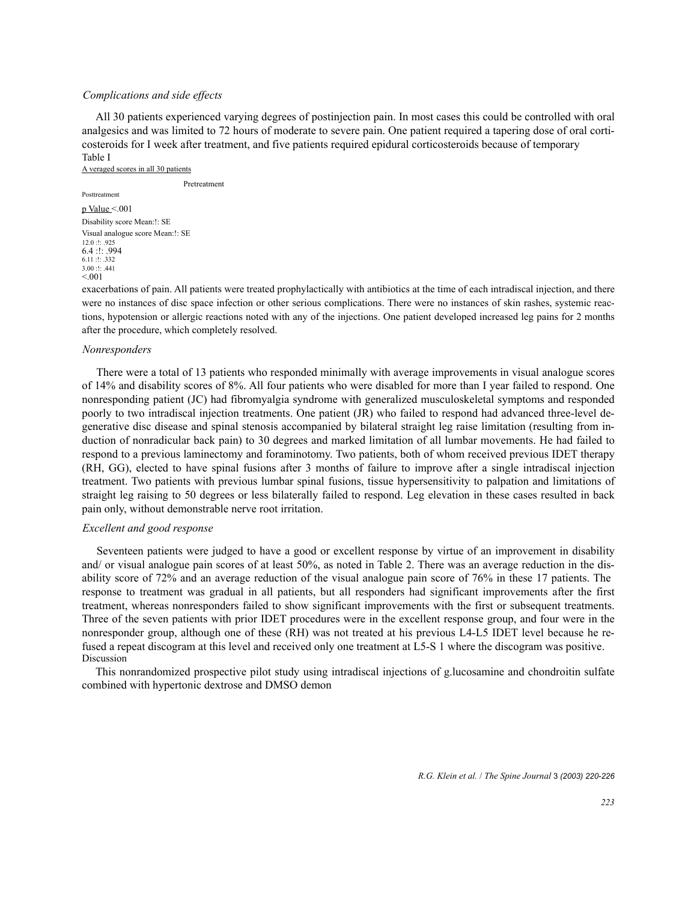*Complications and side effects*

All 30 patients experienced varying degrees of postinjection pain. In most cases this could be controlled with oral analgesics and was limited to 72 hours of moderate to severe pain. One patient required a tapering dose of oral corticosteroids for I week after treatment, and five patients required epidural corticosteroids because of temporary exacerbations of pain. All patients were treated prophylactically with antibiotics at the time of each intradiscal injection, and there were no instances of disc space infection or other serious complications. There were no instances of skin rashes, systemic reactions, hypotension or allergic reactions noted with any of the injections. One patient developed increased leg pains for 2 months after the procedure, which completely resolved.

Table I

Averaged scores in all 30 patients

| | Pretreatment | Posttreatment | p Value |
|---|---|---|---|
| Disability score Mean:!: SE | 12.0 :!: .925 | 6.4 :!: .994 | <.001 |
| Visual analogue score Mean:!: SE | 6.11 :!: .332 | 3.00 :!: .441 | <.001 |

*Nonresponders*

There were a total of 13 patients who responded minimally with average improvements in visual analogue scores of 14% and disability scores of 8%. All four patients who were disabled for more than I year failed to respond. One nonresponding patient (JC) had fibromyalgia syndrome with generalized musculoskeletal symptoms and responded poorly to two intradiscal injection treatments. One patient (JR) who failed to respond had advanced three-level degenerative disc disease and spinal stenosis accompanied by bilateral straight leg raise limitation (resulting from induction of nonradicular back pain) to 30 degrees and marked limitation of all lumbar movements. He had failed to respond to a previous laminectomy and foraminotomy. Two patients, both of whom received previous IDET therapy (RH, GG), elected to have spinal fusions after 3 months of failure to improve after a single intradiscal injection treatment. Two patients with previous lumbar spinal fusions, tissue hypersensitivity to palpation and limitations of straight leg raising to 50 degrees or less bilaterally failed to respond. Leg elevation in these cases resulted in back pain only, without demonstrable nerve root irritation.

*Excellent and good response*

Seventeen patients were judged to have a good or excellent response by virtue of an improvement in disability and/ or visual analogue pain scores of at least 50%, as noted in Table 2. There was an average reduction in the disability score of 72% and an average reduction of the visual analogue pain score of 76% in these 17 patients. The response to treatment was gradual in all patients, but all responders had significant improvements after the first treatment, whereas nonresponders failed to show significant improvements with the first or subsequent treatments. Three of the seven patients with prior IDET procedures were in the excellent response group, and four were in the nonresponder group, although one of these (RH) was not treated at his previous L4-L5 IDET level because he refused a repeat discogram at this level and received only one treatment at L5-S 1 where the discogram was positive.

## Discussion

This nonrandomized prospective pilot study using intradiscal injections of g.lucosamine and chondroitin sulfate combined with hypertonic dextrose and DMSO demon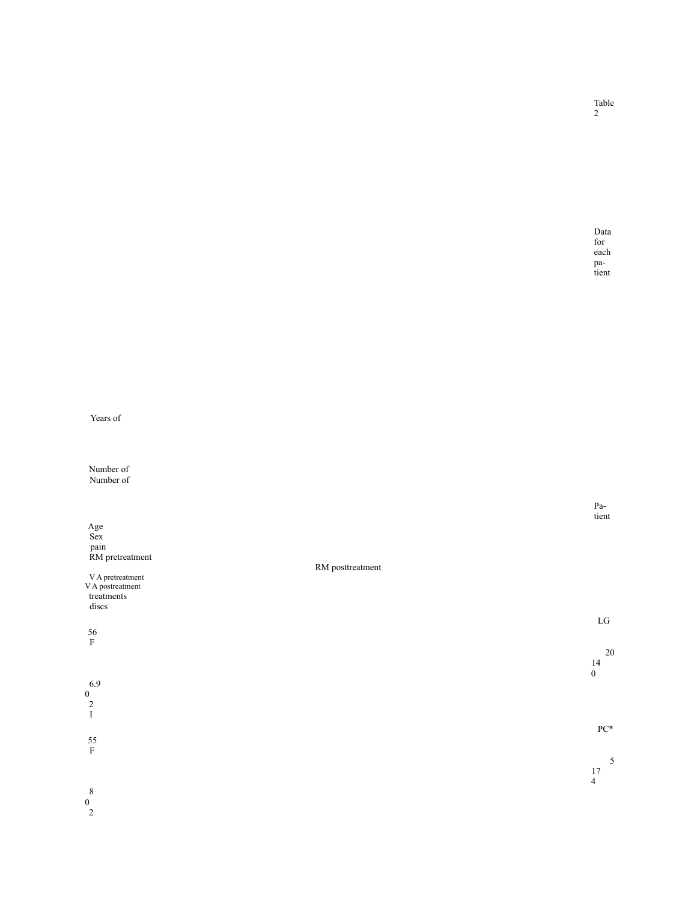**Table 2**

Data for each patient

| Patient | Age | Sex | Years of pain | RM pretreatment | RM posttreatment | VA pretreatment | VA postreatment | Number of treatments | Number of discs |
|---|---|---|---|---|---|---|---|---|---|
| LG | 56 | F | 20 | 14 | 0 | 6.9 | 0 | 2 | I |
| PC* | 55 | F | 5 | 17 | 4 | 8 | 0 | 2 | |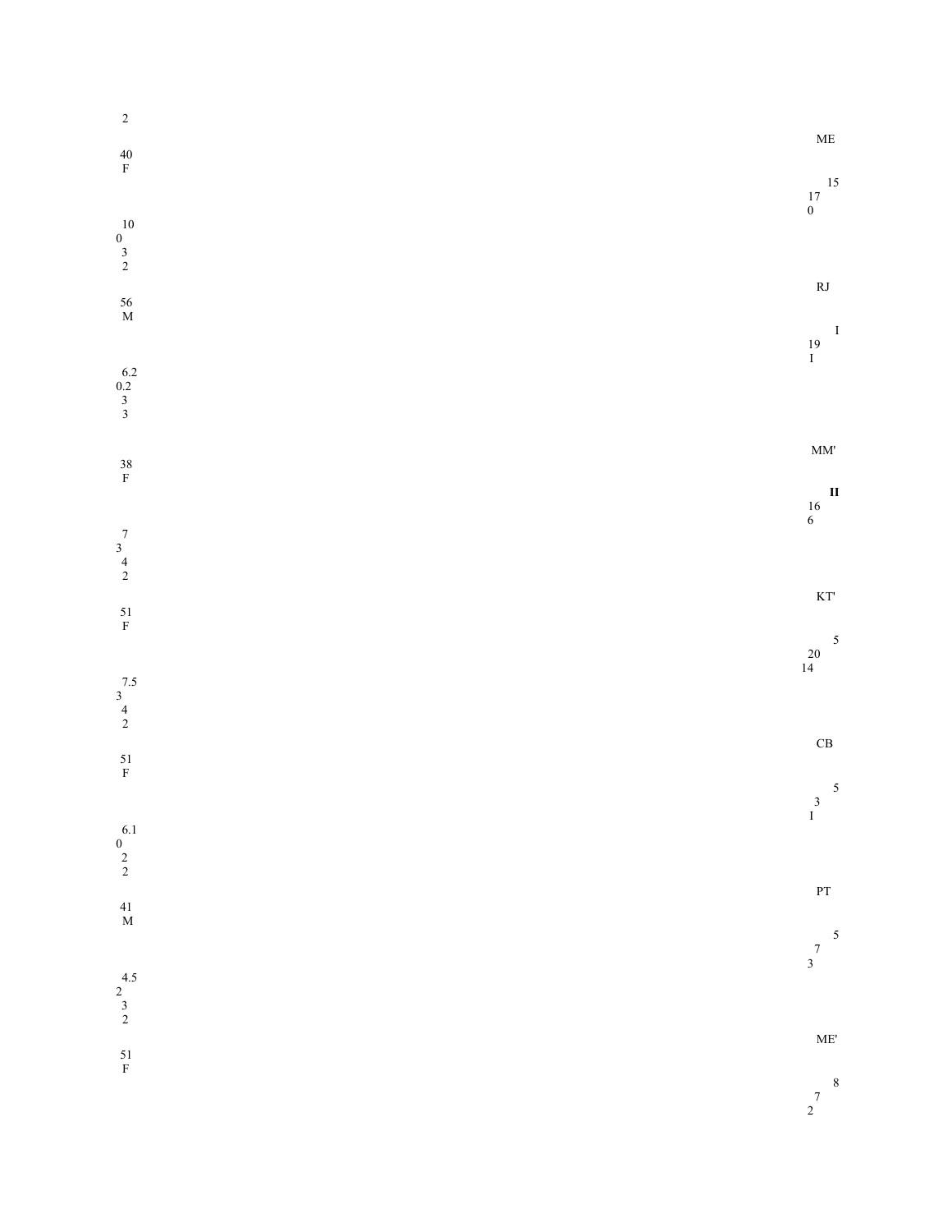2

40
F

10
0
3
2

56
M

6.2
0.2
3
3

38
F

7
3
4
2

51
F

7.5
3
4
2

51
F

6.1
0
2
2

41
M

4.5
2
3
2

51
F

ME

15
17
0

RJ

I
19
I

MM'

**II**
16
6

KT'

5
20
14

CB

5
3
I

PT

5
7
3

ME'

8
7
2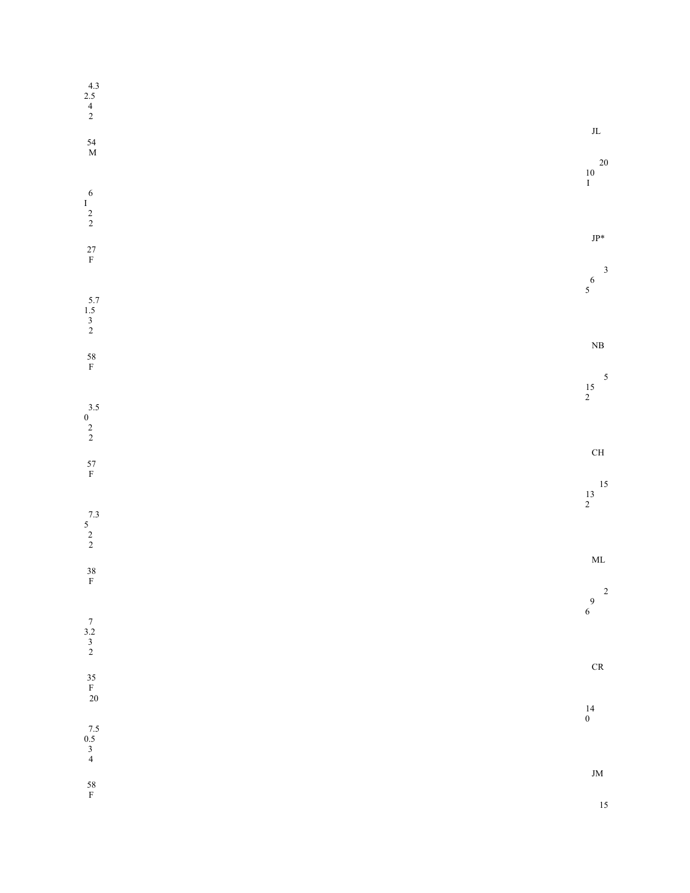4.3
2.5
4
2

JL

54
M

20
10
I

6
I
2
2

JP*

27
F

3
6
5

5.7
1.5
3
2

NB

58
F

5
15
2

3.5
0
2
2

CH

57
F

15
13
2

7.3
5
2
2

ML

38
F

2
9
6

7
3.2
3
2

CR

35
F
20

14
0

7.5
0.5
3
4

JM

58
F

15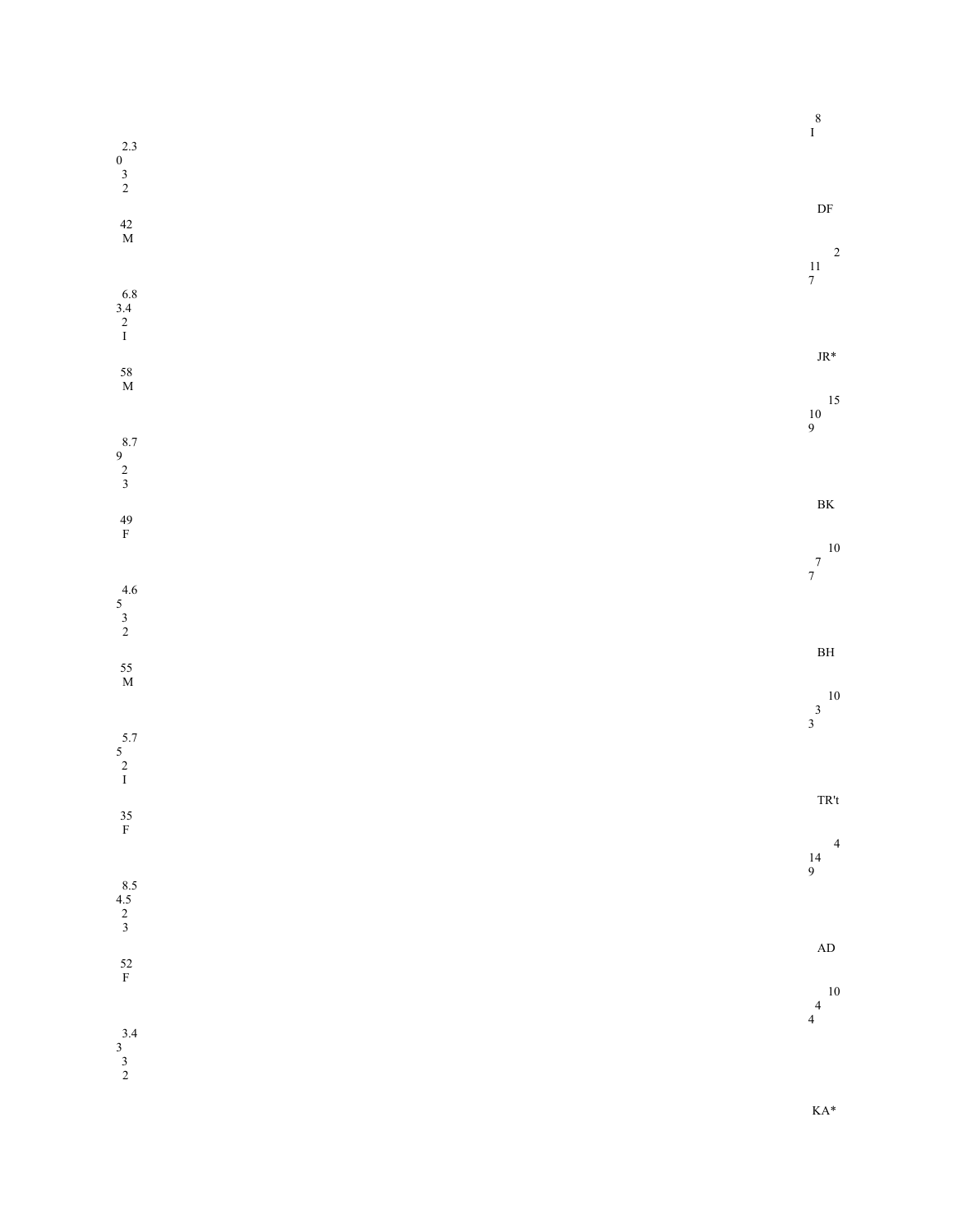8
I

2.3
0
3
2

DF

42
M

2
11
7

6.8
3.4
2
I

JR*

58
M

15
10
9

8.7
9
2
3

BK

49
F

10
7
7

4.6
5
3
2

BH

55
M

10
3
3

5.7
5
2
I

TR't

35
F

4
14
9

8.5
4.5
2
3

AD

52
F

10
4
4

3.4
3
3
2

KA*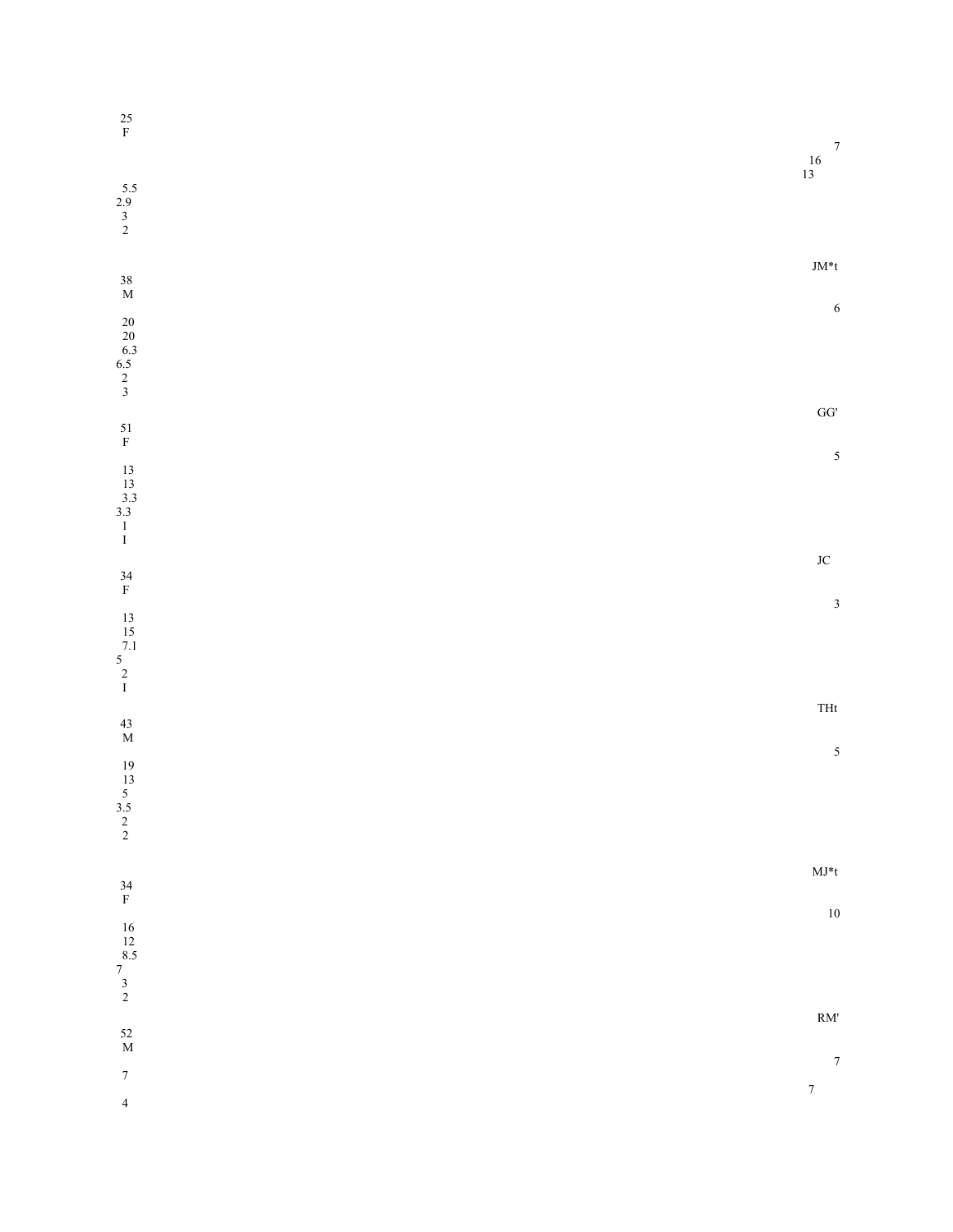25
F

7
16
13

5.5
2.9
3
2

JM*t

38
M

6

20
20
6.3
6.5
2
3

GG'

51
F

5

13
13
3.3
3.3
1
I

JC

34
F

3

13
15
7.1
5
2
I

THt

43
M

5

19
13
5
3.5
2
2

MJ*t

34
F

10

16
12
8.5
7
3
2

RM'

52
M

7

7

7

4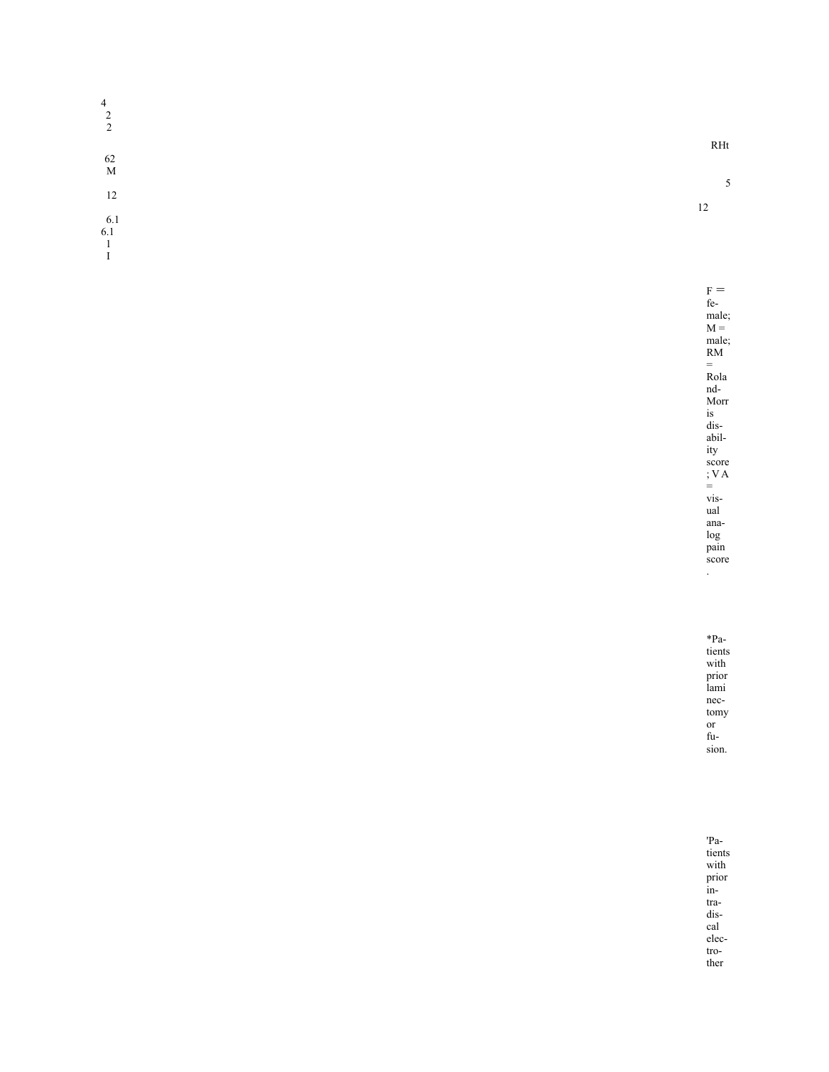4
2
2

62
M

12

6.1
6.1
l
I

RHt

5

12

F = female; M = male; RM = Roland-Morris disability score; VA = visual analog pain score.

*Patients with prior laminectomy or fusion.

'Patients with prior intradiscal electrother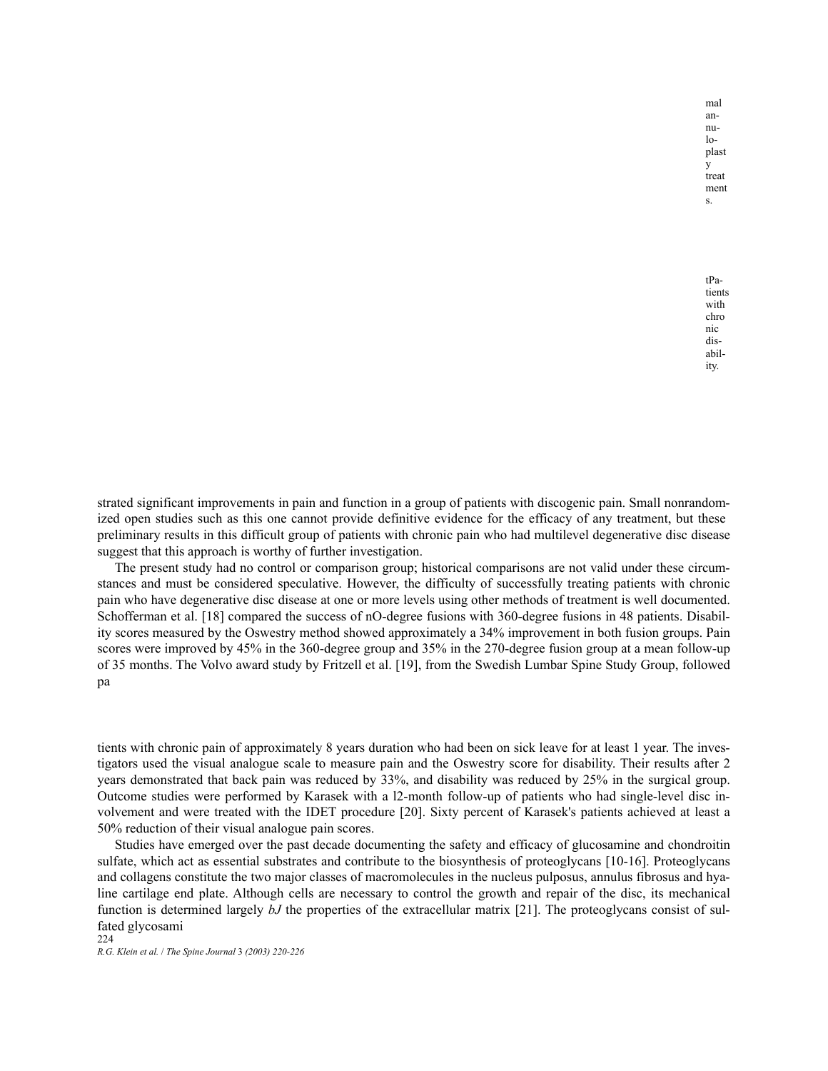mal annuloplasty treatments.

tPatients with chronic disability.

strated significant improvements in pain and function in a group of patients with discogenic pain. Small nonrandomized open studies such as this one cannot provide definitive evidence for the efficacy of any treatment, but these preliminary results in this difficult group of patients with chronic pain who had multilevel degenerative disc disease suggest that this approach is worthy of further investigation.

The present study had no control or comparison group; historical comparisons are not valid under these circumstances and must be considered speculative. However, the difficulty of successfully treating patients with chronic pain who have degenerative disc disease at one or more levels using other methods of treatment is well documented. Schofferman et al. [18] compared the success of nO-degree fusions with 360-degree fusions in 48 patients. Disability scores measured by the Oswestry method showed approximately a 34% improvement in both fusion groups. Pain scores were improved by 45% in the 360-degree group and 35% in the 270-degree fusion group at a mean follow-up of 35 months. The Volvo award study by Fritzell et al. [19], from the Swedish Lumbar Spine Study Group, followed patients with chronic pain of approximately 8 years duration who had been on sick leave for at least 1 year. The investigators used the visual analogue scale to measure pain and the Oswestry score for disability. Their results after 2 years demonstrated that back pain was reduced by 33%, and disability was reduced by 25% in the surgical group. Outcome studies were performed by Karasek with a l2-month follow-up of patients who had single-level disc involvement and were treated with the IDET procedure [20]. Sixty percent of Karasek's patients achieved at least a 50% reduction of their visual analogue pain scores.

Studies have emerged over the past decade documenting the safety and efficacy of glucosamine and chondroitin sulfate, which act as essential substrates and contribute to the biosynthesis of proteoglycans [10-16]. Proteoglycans and collagens constitute the two major classes of macromolecules in the nucleus pulposus, annulus fibrosus and hyaline cartilage end plate. Although cells are necessary to control the growth and repair of the disc, its mechanical function is determined largely *bJ* the properties of the extracellular matrix [21]. The proteoglycans consist of sulfated glycosami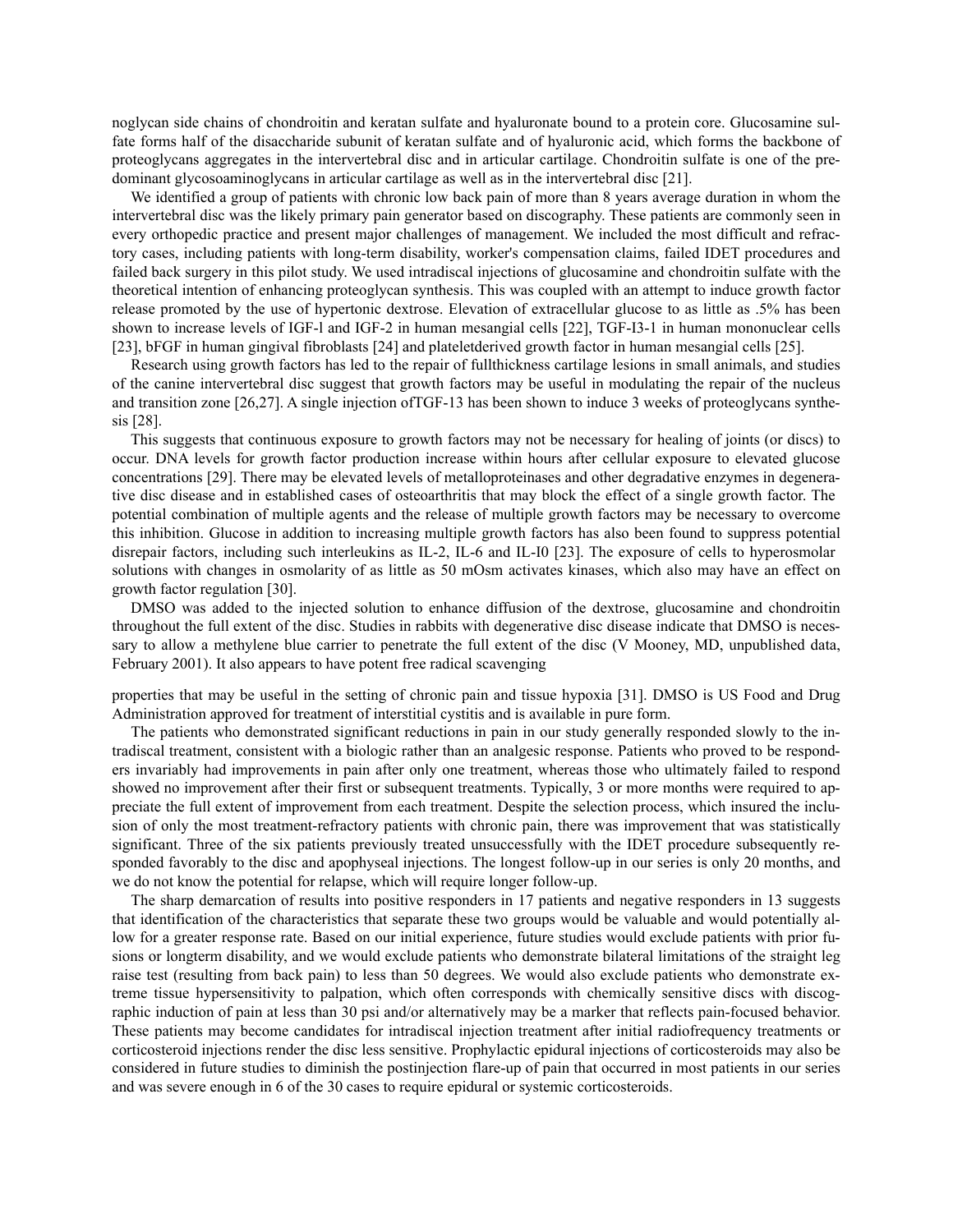noglycan side chains of chondroitin and keratan sulfate and hyaluronate bound to a protein core. Glucosamine sulfate forms half of the disaccharide subunit of keratan sulfate and of hyaluronic acid, which forms the backbone of proteoglycans aggregates in the intervertebral disc and in articular cartilage. Chondroitin sulfate is one of the predominant glycosoaminoglycans in articular cartilage as well as in the intervertebral disc [21].

We identified a group of patients with chronic low back pain of more than 8 years average duration in whom the intervertebral disc was the likely primary pain generator based on discography. These patients are commonly seen in every orthopedic practice and present major challenges of management. We included the most difficult and refractory cases, including patients with long-term disability, worker's compensation claims, failed IDET procedures and failed back surgery in this pilot study. We used intradiscal injections of glucosamine and chondroitin sulfate with the theoretical intention of enhancing proteoglycan synthesis. This was coupled with an attempt to induce growth factor release promoted by the use of hypertonic dextrose. Elevation of extracellular glucose to as little as .5% has been shown to increase levels of IGF-l and IGF-2 in human mesangial cells [22], TGF-I3-1 in human mononuclear cells [23], bFGF in human gingival fibroblasts [24] and plateletderived growth factor in human mesangial cells [25].

Research using growth factors has led to the repair of fullthickness cartilage lesions in small animals, and studies of the canine intervertebral disc suggest that growth factors may be useful in modulating the repair of the nucleus and transition zone [26,27]. A single injection ofTGF-13 has been shown to induce 3 weeks of proteoglycans synthesis [28].

This suggests that continuous exposure to growth factors may not be necessary for healing of joints (or discs) to occur. DNA levels for growth factor production increase within hours after cellular exposure to elevated glucose concentrations [29]. There may be elevated levels of metalloproteinases and other degradative enzymes in degenerative disc disease and in established cases of osteoarthritis that may block the effect of a single growth factor. The potential combination of multiple agents and the release of multiple growth factors may be necessary to overcome this inhibition. Glucose in addition to increasing multiple growth factors has also been found to suppress potential disrepair factors, including such interleukins as IL-2, IL-6 and IL-I0 [23]. The exposure of cells to hyperosmolar solutions with changes in osmolarity of as little as 50 mOsm activates kinases, which also may have an effect on growth factor regulation [30].

DMSO was added to the injected solution to enhance diffusion of the dextrose, glucosamine and chondroitin throughout the full extent of the disc. Studies in rabbits with degenerative disc disease indicate that DMSO is necessary to allow a methylene blue carrier to penetrate the full extent of the disc (V Mooney, MD, unpublished data, February 2001). It also appears to have potent free radical scavenging properties that may be useful in the setting of chronic pain and tissue hypoxia [31]. DMSO is US Food and Drug Administration approved for treatment of interstitial cystitis and is available in pure form.

The patients who demonstrated significant reductions in pain in our study generally responded slowly to the intradiscal treatment, consistent with a biologic rather than an analgesic response. Patients who proved to be responders invariably had improvements in pain after only one treatment, whereas those who ultimately failed to respond showed no improvement after their first or subsequent treatments. Typically, 3 or more months were required to appreciate the full extent of improvement from each treatment. Despite the selection process, which insured the inclusion of only the most treatment-refractory patients with chronic pain, there was improvement that was statistically significant. Three of the six patients previously treated unsuccessfully with the IDET procedure subsequently responded favorably to the disc and apophyseal injections. The longest follow-up in our series is only 20 months, and we do not know the potential for relapse, which will require longer follow-up.

The sharp demarcation of results into positive responders in 17 patients and negative responders in 13 suggests that identification of the characteristics that separate these two groups would be valuable and would potentially allow for a greater response rate. Based on our initial experience, future studies would exclude patients with prior fusions or longterm disability, and we would exclude patients who demonstrate bilateral limitations of the straight leg raise test (resulting from back pain) to less than 50 degrees. We would also exclude patients who demonstrate extreme tissue hypersensitivity to palpation, which often corresponds with chemically sensitive discs with discographic induction of pain at less than 30 psi and/or alternatively may be a marker that reflects pain-focused behavior. These patients may become candidates for intradiscal injection treatment after initial radiofrequency treatments or corticosteroid injections render the disc less sensitive. Prophylactic epidural injections of corticosteroids may also be considered in future studies to diminish the postinjection flare-up of pain that occurred in most patients in our series and was severe enough in 6 of the 30 cases to require epidural or systemic corticosteroids.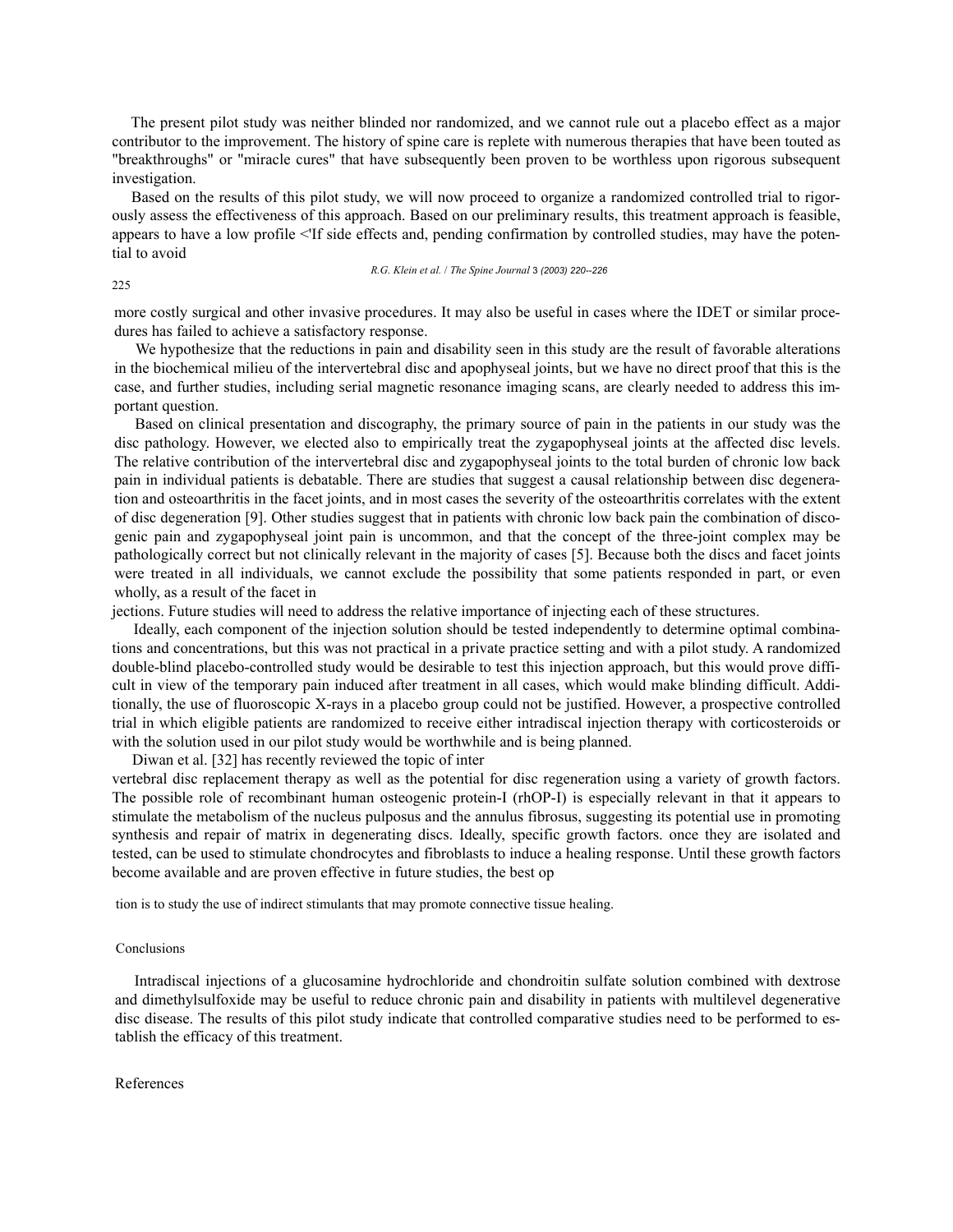The present pilot study was neither blinded nor randomized, and we cannot rule out a placebo effect as a major contributor to the improvement. The history of spine care is replete with numerous therapies that have been touted as "breakthroughs" or "miracle cures" that have subsequently been proven to be worthless upon rigorous subsequent investigation.

Based on the results of this pilot study, we will now proceed to organize a randomized controlled trial to rigorously assess the effectiveness of this approach. Based on our preliminary results, this treatment approach is feasible, appears to have a low profile <'If side effects and, pending confirmation by controlled studies, may have the potential to avoid more costly surgical and other invasive procedures. It may also be useful in cases where the IDET or similar procedures has failed to achieve a satisfactory response.

We hypothesize that the reductions in pain and disability seen in this study are the result of favorable alterations in the biochemical milieu of the intervertebral disc and apophyseal joints, but we have no direct proof that this is the case, and further studies, including serial magnetic resonance imaging scans, are clearly needed to address this important question.

Based on clinical presentation and discography, the primary source of pain in the patients in our study was the disc pathology. However, we elected also to empirically treat the zygapophyseal joints at the affected disc levels. The relative contribution of the intervertebral disc and zygapophyseal joints to the total burden of chronic low back pain in individual patients is debatable. There are studies that suggest a causal relationship between disc degeneration and osteoarthritis in the facet joints, and in most cases the severity of the osteoarthritis correlates with the extent of disc degeneration [9]. Other studies suggest that in patients with chronic low back pain the combination of discogenic pain and zygapophyseal joint pain is uncommon, and that the concept of the three-joint complex may be pathologically correct but not clinically relevant in the majority of cases [5]. Because both the discs and facet joints were treated in all individuals, we cannot exclude the possibility that some patients responded in part, or even wholly, as a result of the facet injections. Future studies will need to address the relative importance of injecting each of these structures.

Ideally, each component of the injection solution should be tested independently to determine optimal combinations and concentrations, but this was not practical in a private practice setting and with a pilot study. A randomized double-blind placebo-controlled study would be desirable to test this injection approach, but this would prove difficult in view of the temporary pain induced after treatment in all cases, which would make blinding difficult. Additionally, the use of fluoroscopic X-rays in a placebo group could not be justified. However, a prospective controlled trial in which eligible patients are randomized to receive either intradiscal injection therapy with corticosteroids or with the solution used in our pilot study would be worthwhile and is being planned.

Diwan et al. [32] has recently reviewed the topic of intervertebral disc replacement therapy as well as the potential for disc regeneration using a variety of growth factors. The possible role of recombinant human osteogenic protein-I (rhOP-I) is especially relevant in that it appears to stimulate the metabolism of the nucleus pulposus and the annulus fibrosus, suggesting its potential use in promoting synthesis and repair of matrix in degenerating discs. Ideally, specific growth factors. once they are isolated and tested, can be used to stimulate chondrocytes and fibroblasts to induce a healing response. Until these growth factors become available and are proven effective in future studies, the best option is to study the use of indirect stimulants that may promote connective tissue healing.

## Conclusions

Intradiscal injections of a glucosamine hydrochloride and chondroitin sulfate solution combined with dextrose and dimethylsulfoxide may be useful to reduce chronic pain and disability in patients with multilevel degenerative disc disease. The results of this pilot study indicate that controlled comparative studies need to be performed to establish the efficacy of this treatment.

## References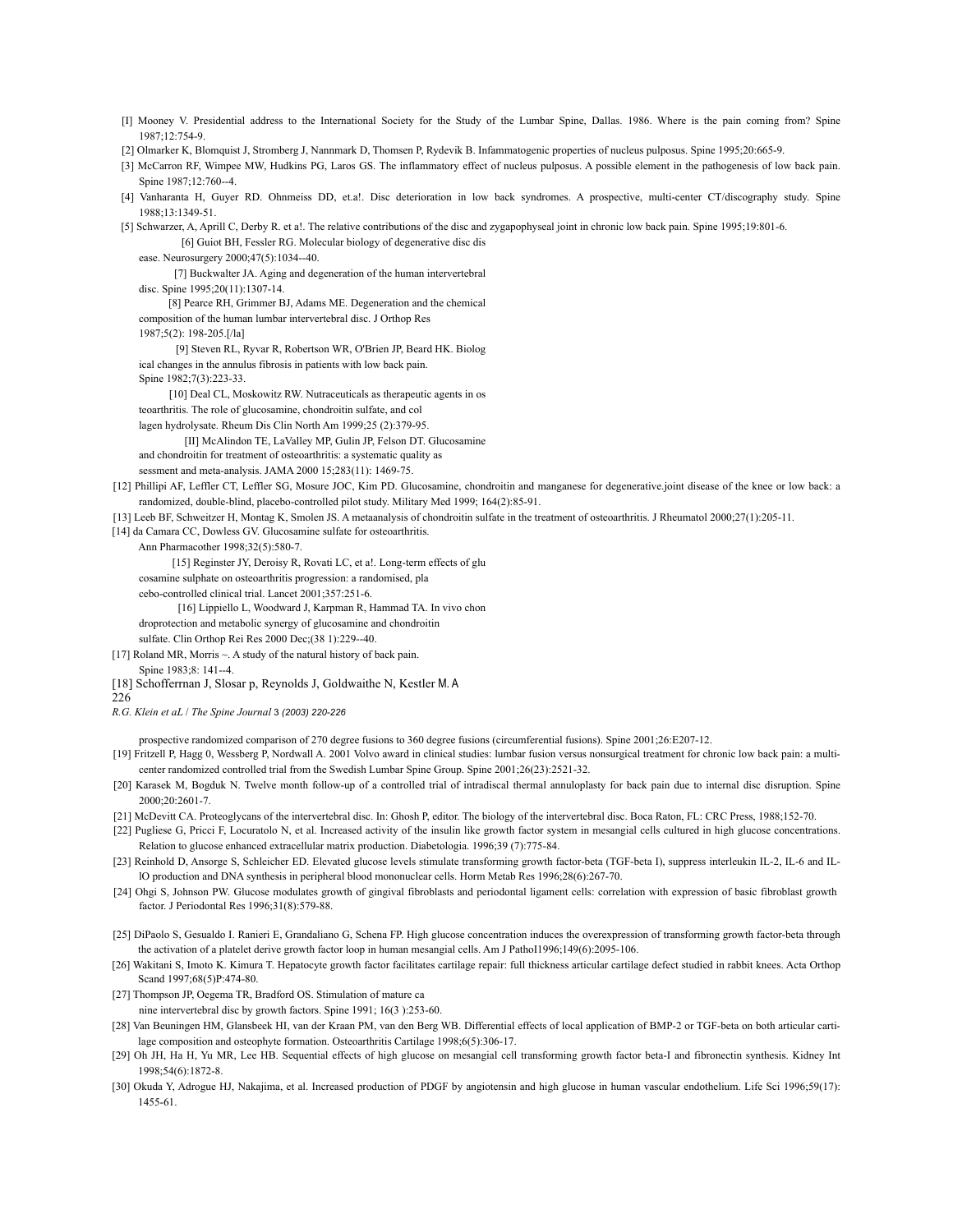[I] Mooney V. Presidential address to the International Society for the Study of the Lumbar Spine, Dallas. 1986. Where is the pain coming from? Spine 1987;12:754-9.

[2] Olmarker K, Blomquist J, Stromberg J, Nannmark D, Thomsen P, Rydevik B. Infammatogenic properties of nucleus pulposus. Spine 1995;20:665-9.

[3] McCarron RF, Wimpee MW, Hudkins PG, Laros GS. The inflammatory effect of nucleus pulposus. A possible element in the pathogenesis of low back pain. Spine 1987;12:760--4.

[4] Vanharanta H, Guyer RD. Ohnmeiss DD, et.a!. Disc deterioration in low back syndromes. A prospective, multi-center CT/discography study. Spine 1988;13:1349-51.

[5] Schwarzer, A, Aprill C, Derby R. et a!. The relative contributions of the disc and zygapophyseal joint in chronic low back pain. Spine 1995;19:801-6.

[6] Guiot BH, Fessler RG. Molecular biology of degenerative disc dis ease. Neurosurgery 2000;47(5):1034--40.

[7] Buckwalter JA. Aging and degeneration of the human intervertebral disc. Spine 1995;20(11):1307-14.

[8] Pearce RH, Grimmer BJ, Adams ME. Degeneration and the chemical composition of the human lumbar intervertebral disc. J Orthop Res 1987;5(2): 198-205.[/la]

[9] Steven RL, Ryvar R, Robertson WR, O'Brien JP, Beard HK. Biolog ical changes in the annulus fibrosis in patients with low back pain. Spine 1982;7(3):223-33.

[10] Deal CL, Moskowitz RW. Nutraceuticals as therapeutic agents in os teoarthritis. The role of glucosamine, chondroitin sulfate, and col lagen hydrolysate. Rheum Dis Clin North Am 1999;25 (2):379-95.

[II] McAlindon TE, LaValley MP, Gulin JP, Felson DT. Glucosamine and chondroitin for treatment of osteoarthritis: a systematic quality as sessment and meta-analysis. JAMA 2000 15;283(11): 1469-75.

[12] Phillipi AF, Leffler CT, Leffler SG, Mosure JOC, Kim PD. Glucosamine, chondroitin and manganese for degenerative.joint disease of the knee or low back: a randomized, double-blind, placebo-controlled pilot study. Military Med 1999; 164(2):85-91.

[13] Leeb BF, Schweitzer H, Montag K, Smolen JS. A metaanalysis of chondroitin sulfate in the treatment of osteoarthritis. J Rheumatol 2000;27(1):205-11.

[14] da Camara CC, Dowless GV. Glucosamine sulfate for osteoarthritis. Ann Pharmacother 1998;32(5):580-7.

[15] Reginster JY, Deroisy R, Rovati LC, et a!. Long-term effects of glu cosamine sulphate on osteoarthritis progression: a randomised, pla cebo-controlled clinical trial. Lancet 2001;357:251-6.

[16] Lippiello L, Woodward J, Karpman R, Hammad TA. In vivo chon droprotection and metabolic synergy of glucosamine and chondroitin sulfate. Clin Orthop Rei Res 2000 Dec;(38 1):229--40.

[17] Roland MR, Morris ~. A study of the natural history of back pain. Spine 1983;8: 141--4.

[18] Schofferrnan J, Slosar p, Reynolds J, Goldwaithe N, Kestler M. A prospective randomized comparison of 270 degree fusions to 360 degree fusions (circumferential fusions). Spine 2001;26:E207-12.

[19] Fritzell P, Hagg 0, Wessberg P, Nordwall A. 2001 Volvo award in clinical studies: lumbar fusion versus nonsurgical treatment for chronic low back pain: a multicenter randomized controlled trial from the Swedish Lumbar Spine Group. Spine 2001;26(23):2521-32.

[20] Karasek M, Bogduk N. Twelve month follow-up of a controlled trial of intradiscal thermal annuloplasty for back pain due to internal disc disruption. Spine 2000;20:2601-7.

[21] McDevitt CA. Proteoglycans of the intervertebral disc. In: Ghosh P, editor. The biology of the intervertebral disc. Boca Raton, FL: CRC Press, 1988;152-70.

[22] Pugliese G, Pricci F, Locuratolo N, et al. Increased activity of the insulin like growth factor system in mesangial cells cultured in high glucose concentrations. Relation to glucose enhanced extracellular matrix production. Diabetologia. 1996;39 (7):775-84.

[23] Reinhold D, Ansorge S, Schleicher ED. Elevated glucose levels stimulate transforming growth factor-beta (TGF-beta I), suppress interleukin IL-2, IL-6 and IL-lO production and DNA synthesis in peripheral blood mononuclear cells. Horm Metab Res 1996;28(6):267-70.

[24] Ohgi S, Johnson PW. Glucose modulates growth of gingival fibroblasts and periodontal ligament cells: correlation with expression of basic fibroblast growth factor. J Periodontal Res 1996;31(8):579-88.

[25] DiPaolo S, Gesualdo I. Ranieri E, Grandaliano G, Schena FP. High glucose concentration induces the overexpression of transforming growth factor-beta through the activation of a platelet derive growth factor loop in human mesangial cells. Am J PathoI1996;149(6):2095-106.

[26] Wakitani S, Imoto K. Kimura T. Hepatocyte growth factor facilitates cartilage repair: full thickness articular cartilage defect studied in rabbit knees. Acta Orthop Scand 1997;68(5)P:474-80.

[27] Thompson JP, Oegema TR, Bradford OS. Stimulation of mature ca nine intervertebral disc by growth factors. Spine 1991; 16(3 ):253-60.

[28] Van Beuningen HM, Glansbeek HI, van der Kraan PM, van den Berg WB. Differential effects of local application of BMP-2 or TGF-beta on both articular cartilage composition and osteophyte formation. Osteoarthritis Cartilage 1998;6(5):306-17.

[29] Oh JH, Ha H, Yu MR, Lee HB. Sequential effects of high glucose on mesangial cell transforming growth factor beta-I and fibronectin synthesis. Kidney Int 1998;54(6):1872-8.

[30] Okuda Y, Adrogue HJ, Nakajima, et al. Increased production of PDGF by angiotensin and high glucose in human vascular endothelium. Life Sci 1996;59(17): 1455-61.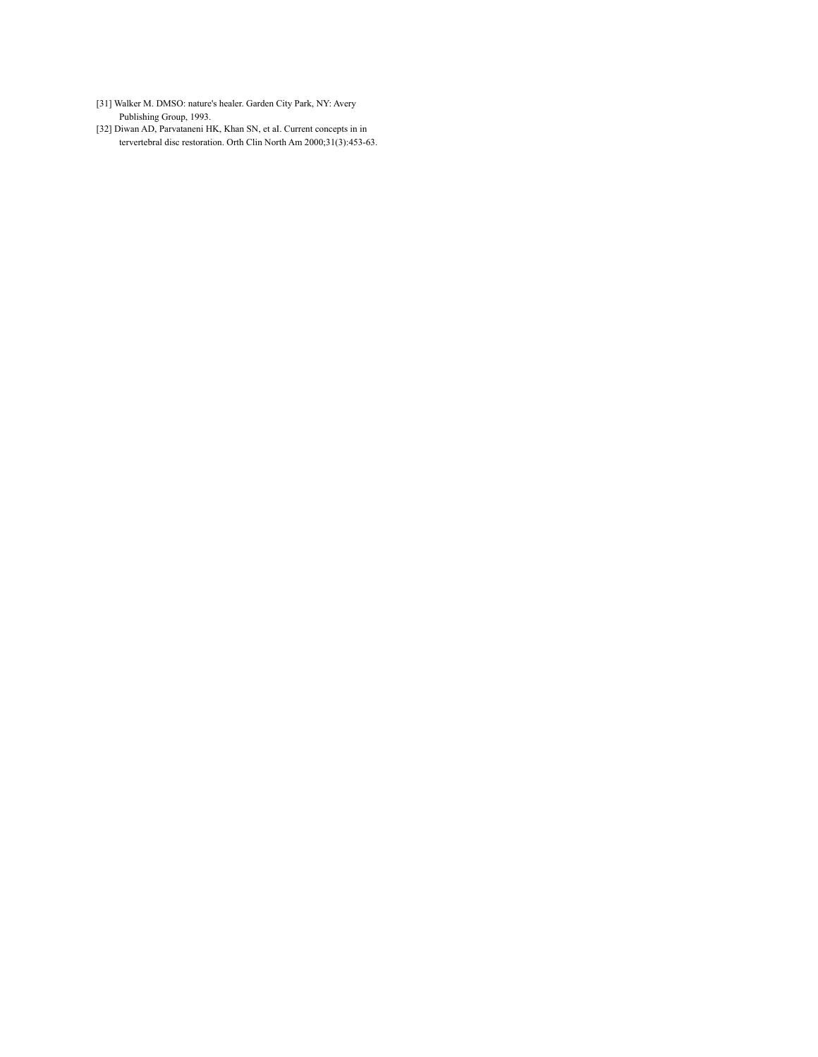[31] Walker M. DMSO: nature's healer. Garden City Park, NY: Avery Publishing Group, 1993.

[32] Diwan AD, Parvataneni HK, Khan SN, et aI. Current concepts in in tervertebral disc restoration. Orth Clin North Am 2000;31(3):453-63.